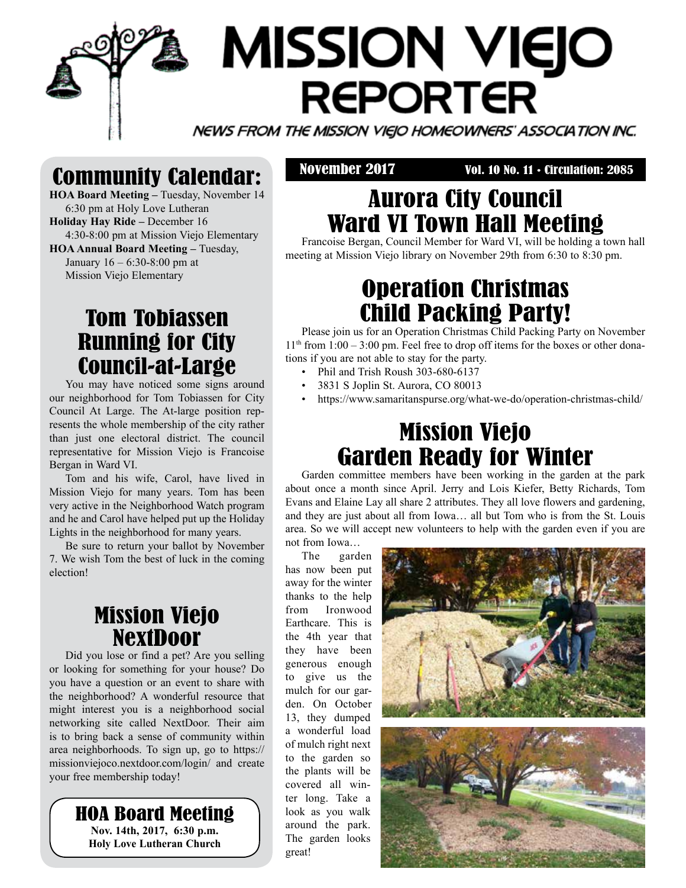# MISSION VIEJO REPORTER

NEWS FROM THE MISSION VIEJO HOMEOWNERS' ASSOCIATION INC.

**November 2017** Vol. 10 No. 11 • Circulation: 2085

## Community Calendar:

**HOA Board Meeting –** Tuesday, November 14 6:30 pm at Holy Love Lutheran

**Holiday Hay Ride –** December 16 4:30-8:00 pm at Mission Viejo Elementary

**HOA Annual Board Meeting –** Tuesday, January 16 – 6:30-8:00 pm at Mission Viejo Elementary

## Tom Tobiassen Running for City Council-at-Large

You may have noticed some signs around our neighborhood for Tom Tobiassen for City Council At Large. The At-large position represents the whole membership of the city rather than just one electoral district. The council representative for Mission Viejo is Francoise Bergan in Ward VI.

Tom and his wife, Carol, have lived in Mission Viejo for many years. Tom has been very active in the Neighborhood Watch program and he and Carol have helped put up the Holiday Lights in the neighborhood for many years.

Be sure to return your ballot by November 7. We wish Tom the best of luck in the coming election!

## Mission Viejo NextDoor

Did you lose or find a pet? Are you selling or looking for something for your house? Do you have a question or an event to share with the neighborhood? A wonderful resource that might interest you is a neighborhood social networking site called NextDoor. Their aim is to bring back a sense of community within area neighborhoods. To sign up, go to https://missionviejoco.nextdoor.com/login/ and create your free membership today!

## HOA Board Meeting

**Nov. 14th, 2017, 6:30 p.m.**
**Holy Love Lutheran Church**

## Aurora City Council Ward VI Town Hall Meeting

Francoise Bergan, Council Member for Ward VI, will be holding a town hall meeting at Mission Viejo library on November 29th from 6:30 to 8:30 pm.

## Operation Christmas Child Packing Party!

Please join us for an Operation Christmas Child Packing Party on November 11th from 1:00 – 3:00 pm. Feel free to drop off items for the boxes or other donations if you are not able to stay for the party.

- Phil and Trish Roush 303-680-6137
- 3831 S Joplin St. Aurora, CO 80013
- https://www.samaritanspurse.org/what-we-do/operation-christmas-child/

## Mission Viejo Garden Ready for Winter

Garden committee members have been working in the garden at the park about once a month since April. Jerry and Lois Kiefer, Betty Richards, Tom Evans and Elaine Lay all share 2 attributes. They all love flowers and gardening, and they are just about all from Iowa… all but Tom who is from the St. Louis area. So we will accept new volunteers to help with the garden even if you are not from Iowa…

The garden has now been put away for the winter thanks to the help from Ironwood Earthcare. This is the 4th year that they have been generous enough to give us the mulch for our garden. On October 13, they dumped a wonderful load of mulch right next to the garden so the plants will be covered all winter long. Take a look as you walk around the park. The garden looks great!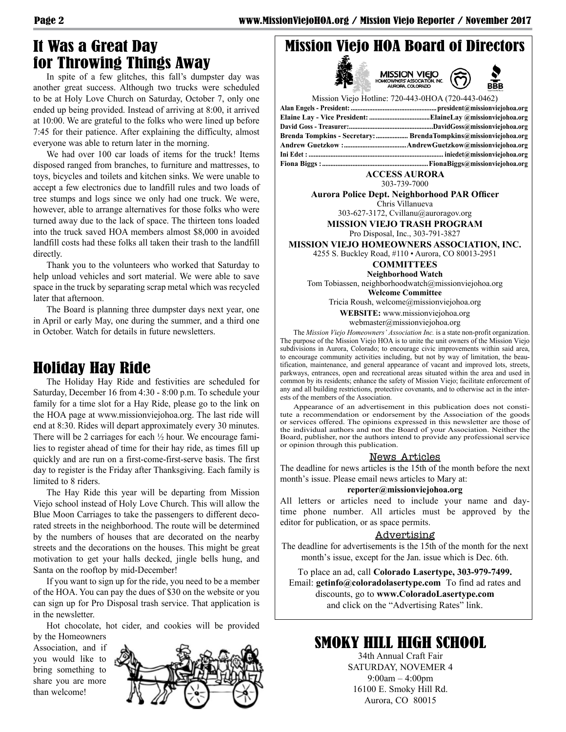# It Was a Great Day for Throwing Things Away

In spite of a few glitches, this fall's dumpster day was another great success. Although two trucks were scheduled to be at Holy Love Church on Saturday, October 7, only one ended up being provided. Instead of arriving at 8:00, it arrived at 10:00. We are grateful to the folks who were lined up before 7:45 for their patience. After explaining the difficulty, almost everyone was able to return later in the morning.

We had over 100 car loads of items for the truck! Items disposed ranged from branches, to furniture and mattresses, to toys, bicycles and toilets and kitchen sinks. We were unable to accept a few electronics due to landfill rules and two loads of tree stumps and logs since we only had one truck. We were, however, able to arrange alternatives for those folks who were turned away due to the lack of space. The thirteen tons loaded into the truck saved HOA members almost $8,000 in avoided landfill costs had these folks all taken their trash to the landfill directly.

Thank you to the volunteers who worked that Saturday to help unload vehicles and sort material. We were able to save space in the truck by separating scrap metal which was recycled later that afternoon.

The Board is planning three dumpster days next year, one in April or early May, one during the summer, and a third one in October. Watch for details in future newsletters.

# Holiday Hay Ride

The Holiday Hay Ride and festivities are scheduled for Saturday, December 16 from 4:30 - 8:00 p.m. To schedule your family for a time slot for a Hay Ride, please go to the link on the HOA page at www.missionviejohoa.org. The last ride will end at 8:30. Rides will depart approximately every 30 minutes. There will be 2 carriages for each ½ hour. We encourage families to register ahead of time for their hay ride, as times fill up quickly and are run on a first-come-first-serve basis. The first day to register is the Friday after Thanksgiving. Each family is limited to 8 riders.

The Hay Ride this year will be departing from Mission Viejo school instead of Holy Love Church. This will allow the Blue Moon Carriages to take the passengers to different decorated streets in the neighborhood. The route will be determined by the numbers of houses that are decorated on the nearby streets and the decorations on the houses. This might be great motivation to get your halls decked, jingle bells hung, and Santa on the rooftop by mid-December!

If you want to sign up for the ride, you need to be a member of the HOA. You can pay the dues of $30 on the website or you can sign up for Pro Disposal trash service. That application is in the newsletter.

Hot chocolate, hot cider, and cookies will be provided by the Homeowners Association, and if you would like to bring something to share you are more than welcome!

# Mission Viejo HOA Board of Directors

Mission Viejo Hotline: 720-443-0HOA (720-443-0462)

**Alan Engels - President:** president@missionviejohoa.org
**Elaine Lay - Vice President:** ElaineLay @missionviejohoa.org
**David Goss - Treasurer:** DavidGoss@missionviejohoa.org
**Brenda Tompkins - Secretary:** BrendaTompkins@missionviejohoa.org
**Andrew Guetzkow :** AndrewGuetzkow@missionviejohoa.org
**Ini Edet :** iniedet@missionviejohoa.org
**Fiona Biggs :** FionaBiggs@missionviejohoa.org

**ACCESS AURORA**
303-739-7000

**Aurora Police Dept. Neighborhood PAR Officer**
Chris Villanueva
303-627-3172, Cvillanu@auroragov.org

**MISSION VIEJO TRASH PROGRAM**
Pro Disposal, Inc., 303-791-3827

**MISSION VIEJO HOMEOWNERS ASSOCIATION, INC.**
4255 S. Buckley Road, #110 • Aurora, CO 80013-2951

**COMMITTEES**

**Neighborhood Watch**
Tom Tobiassen, neighborhoodwatch@missionviejohoa.org

**Welcome Committee**
Tricia Roush, welcome@missionviejohoa.org

**WEBSITE:** www.missionviejohoa.org
webmaster@missionviejohoa.org

The *Mission Viejo Homeowners' Association Inc.* is a state non-profit organization. The purpose of the Mission Viejo HOA is to unite the unit owners of the Mission Viejo subdivisions in Aurora, Colorado; to encourage civic improvements within said area, to encourage community activities including, but not by way of limitation, the beautification, maintenance, and general appearance of vacant and improved lots, streets, parkways, entrances, open and recreational areas situated within the area and used in common by its residents; enhance the safety of Mission Viejo; facilitate enforcement of any and all building restrictions, protective covenants, and to otherwise act in the interests of the members of the Association.

Appearance of an advertisement in this publication does not constitute a recommendation or endorsement by the Association of the goods or services offered. The opinions expressed in this newsletter are those of the individual authors and not the Board of your Association. Neither the Board, publisher, nor the authors intend to provide any professional service or opinion through this publication.

## News Articles

The deadline for news articles is the 15th of the month before the next month's issue. Please email news articles to Mary at:

**reporter@missionviejohoa.org**

All letters or articles need to include your name and daytime phone number. All articles must be approved by the editor for publication, or as space permits.

## Advertising

The deadline for advertisements is the 15th of the month for the next month's issue, except for the Jan. issue which is Dec. 6th.

To place an ad, call **Colorado Lasertype, 303-979-7499.** Email: **getinfo@coloradolasertype.com** To find ad rates and discounts, go to **www.ColoradoLasertype.com** and click on the "Advertising Rates" link.

# SMOKY HILL HIGH SCHOOL

34th Annual Craft Fair
SATURDAY, NOVEMER 4
9:00am – 4:00pm
16100 E. Smoky Hill Rd.
Aurora, CO 80015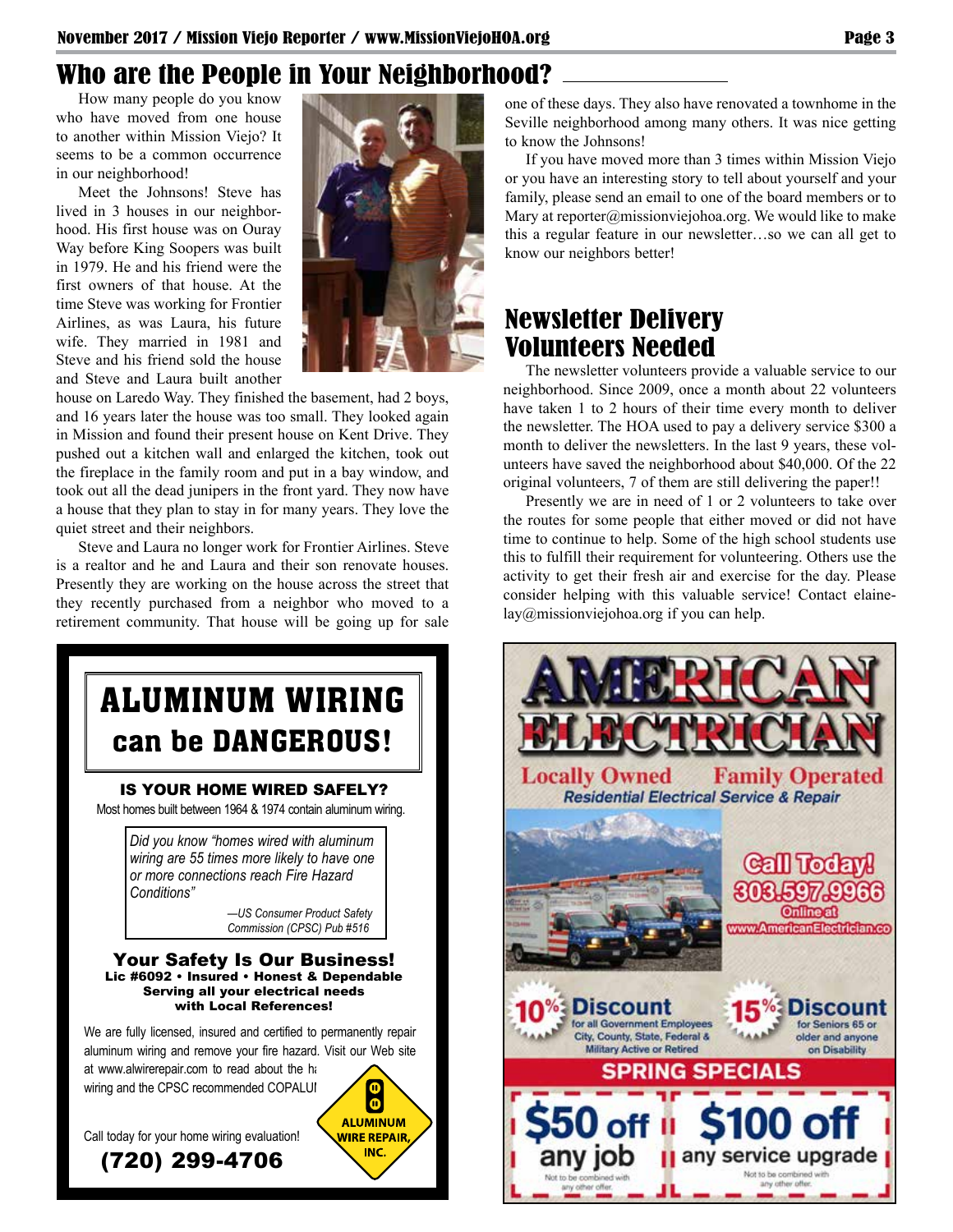## Who are the People in Your Neighborhood?

How many people do you know who have moved from one house to another within Mission Viejo? It seems to be a common occurrence in our neighborhood!

Meet the Johnsons! Steve has lived in 3 houses in our neighborhood. His first house was on Ouray Way before King Soopers was built in 1979. He and his friend were the first owners of that house. At the time Steve was working for Frontier Airlines, as was Laura, his future wife. They married in 1981 and Steve and his friend sold the house and Steve and Laura built another house on Laredo Way. They finished the basement, had 2 boys, and 16 years later the house was too small. They looked again in Mission and found their present house on Kent Drive. They pushed out a kitchen wall and enlarged the kitchen, took out the fireplace in the family room and put in a bay window, and took out all the dead junipers in the front yard. They now have a house that they plan to stay in for many years. They love the quiet street and their neighbors.

Steve and Laura no longer work for Frontier Airlines. Steve is a realtor and he and Laura and their son renovate houses. Presently they are working on the house across the street that they recently purchased from a neighbor who moved to a retirement community. That house will be going up for sale one of these days. They also have renovated a townhome in the Seville neighborhood among many others. It was nice getting to know the Johnsons!

If you have moved more than 3 times within Mission Viejo or you have an interesting story to tell about yourself and your family, please send an email to one of the board members or to Mary at reporter@missionviejohoa.org. We would like to make this a regular feature in our newsletter…so we can all get to know our neighbors better!

## Newsletter Delivery Volunteers Needed

The newsletter volunteers provide a valuable service to our neighborhood. Since 2009, once a month about 22 volunteers have taken 1 to 2 hours of their time every month to deliver the newsletter. The HOA used to pay a delivery service $300 a month to deliver the newsletters. In the last 9 years, these volunteers have saved the neighborhood about $40,000. Of the 22 original volunteers, 7 of them are still delivering the paper!!

Presently we are in need of 1 or 2 volunteers to take over the routes for some people that either moved or did not have time to continue to help. Some of the high school students use this to fulfill their requirement for volunteering. Others use the activity to get their fresh air and exercise for the day. Please consider helping with this valuable service! Contact elainelay@missionviejohoa.org if you can help.

---

# ALUMINUM WIRING can be DANGEROUS!

**IS YOUR HOME WIRED SAFELY?**

Most homes built between 1964 & 1974 contain aluminum wiring.

> *Did you know "homes wired with aluminum wiring are 55 times more likely to have one or more connections reach Fire Hazard Conditions"*
>
> *—US Consumer Product Safety Commission (CPSC) Pub #516*

**Your Safety Is Our Business!**
**Lic #6092 • Insured • Honest & Dependable**
**Serving all your electrical needs with Local References!**

We are fully licensed, insured and certified to permanently repair aluminum wiring and remove your fire hazard. Visit our Web site at www.alwirerepair.com to read about the ha wiring and the CPSC recommended COPALUI

Call today for your home wiring evaluation!

**(720) 299-4706**

ALUMINUM WIRE REPAIR, INC.

---

# AMERICAN ELECTRICIAN

**Locally Owned Family Operated**

*Residential Electrical Service & Repair*

**Call Today! 303.597.9966**

Online at www.AmericanElectrician.co

**10% Discount** for all Government Employees City, County, State, Federal & Military Active or Retired

**15% Discount** for Seniors 65 or older and anyone on Disability

**SPRING SPECIALS**

**$50 off any job** — Not to be combined with any other offer.

**$100 off any service upgrade** — Not to be combined with any other offer.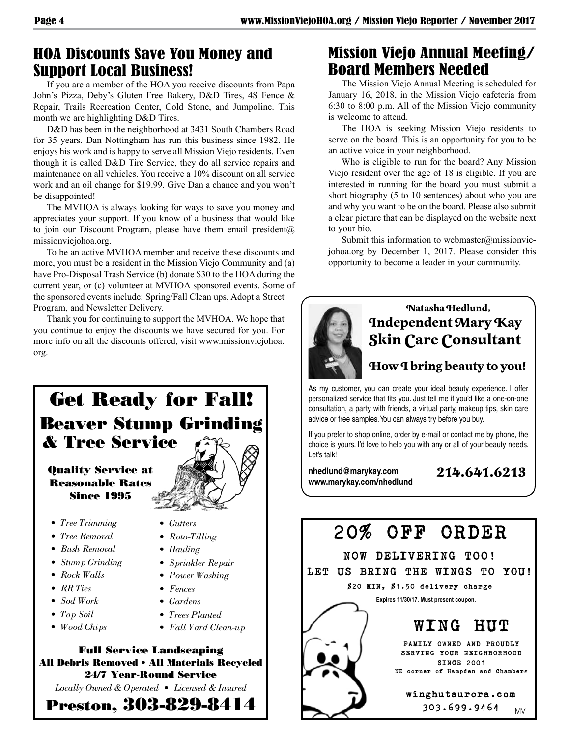## HOA Discounts Save You Money and Support Local Business!

If you are a member of the HOA you receive discounts from Papa John's Pizza, Deby's Gluten Free Bakery, D&D Tires, 4S Fence & Repair, Trails Recreation Center, Cold Stone, and Jumpoline. This month we are highlighting D&D Tires.

D&D has been in the neighborhood at 3431 South Chambers Road for 35 years. Dan Nottingham has run this business since 1982. He enjoys his work and is happy to serve all Mission Viejo residents. Even though it is called D&D Tire Service, they do all service repairs and maintenance on all vehicles. You receive a 10% discount on all service work and an oil change for $19.99. Give Dan a chance and you won't be disappointed!

The MVHOA is always looking for ways to save you money and appreciates your support. If you know of a business that would like to join our Discount Program, please have them email president@missionviejohoa.org.

To be an active MVHOA member and receive these discounts and more, you must be a resident in the Mission Viejo Community and (a) have Pro-Disposal Trash Service (b) donate $30 to the HOA during the current year, or (c) volunteer at MVHOA sponsored events. Some of the sponsored events include: Spring/Fall Clean ups, Adopt a Street Program, and Newsletter Delivery.

Thank you for continuing to support the MVHOA. We hope that you continue to enjoy the discounts we have secured for you. For more info on all the discounts offered, visit www.missionviejohoa.org.

## Mission Viejo Annual Meeting/ Board Members Needed

The Mission Viejo Annual Meeting is scheduled for January 16, 2018, in the Mission Viejo cafeteria from 6:30 to 8:00 p.m. All of the Mission Viejo community is welcome to attend.

The HOA is seeking Mission Viejo residents to serve on the board. This is an opportunity for you to be an active voice in your neighborhood.

Who is eligible to run for the board? Any Mission Viejo resident over the age of 18 is eligible. If you are interested in running for the board you must submit a short biography (5 to 10 sentences) about who you are and why you want to be on the board. Please also submit a clear picture that can be displayed on the website next to your bio.

Submit this information to webmaster@missionviejohoa.org by December 1, 2017. Please consider this opportunity to become a leader in your community.

---

# Get Ready for Fall!

## Beaver Stump Grinding & Tree Service

**Quality Service at Reasonable Rates Since 1995**

- *Tree Trimming*
- *Tree Removal*
- *Bush Removal*
- *Stump Grinding*
- *Rock Walls*
- *RR Ties*
- *Sod Work*
- *Top Soil*
- *Wood Chips*
- *Gutters*
- *Roto-Tilling*
- *Hauling*
- *Sprinkler Repair*
- *Power Washing*
- *Fences*
- *Gardens*
- *Trees Planted*
- *Fall Yard Clean-up*

**Full Service Landscaping**
**All Debris Removed • All Materials Recycled**
**24/7 Year-Round Service**

*Locally Owned & Operated • Licensed & Insured*

**Preston, 303-829-8414**

---

**Natasha Hedlund,**
## Independent Mary Kay Skin Care Consultant

**How I bring beauty to you!**

As my customer, you can create your ideal beauty experience. I offer personalized service that fits you. Just tell me if you'd like a one-on-one consultation, a party with friends, a virtual party, makeup tips, skin care advice or free samples. You can always try before you buy.

If you prefer to shop online, order by e-mail or contact me by phone, the choice is yours. I'd love to help you with any or all of your beauty needs. Let's talk!

**nhedlund@marykay.com**
**www.marykay.com/nhedlund**

**214.641.6213**

---

# 20% OFF ORDER

**NOW DELIVERING TOO!**
**LET US BRING THE WINGS TO YOU!**

$20 MIN, $1.50 delivery charge

**Expires 11/30/17. Must present coupon.**

## WING HUT

FAMILY OWNED AND PROUDLY SERVING YOUR NEIGHBORHOOD SINCE 2001

NE corner of Hampden and Chambers

**winghutaurora.com**

303.699.9464

MV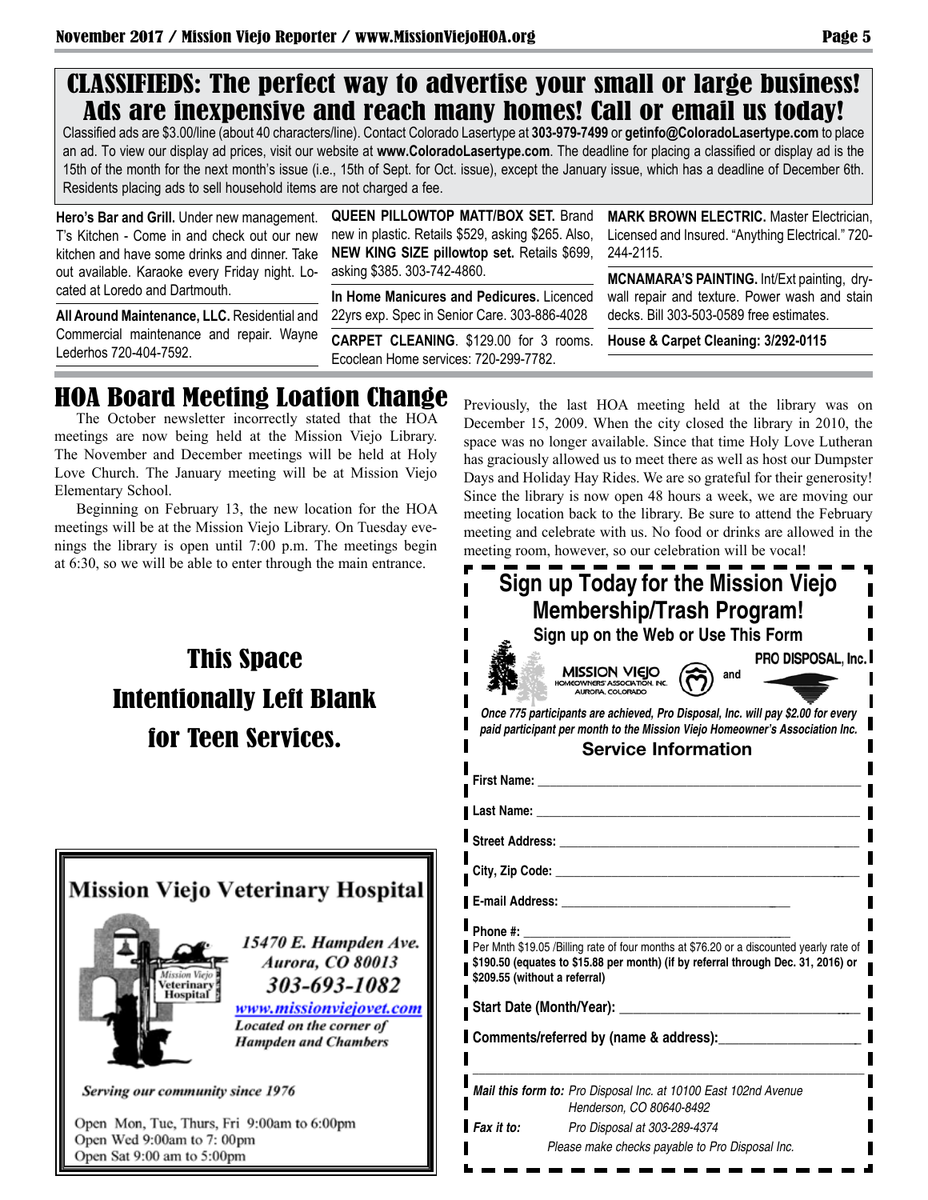# CLASSIFIEDS: The perfect way to advertise your small or large business! Ads are inexpensive and reach many homes! Call or email us today!

Classified ads are $3.00/line (about 40 characters/line). Contact Colorado Lasertype at **303-979-7499** or **getinfo@ColoradoLasertype.com** to place an ad. To view our display ad prices, visit our website at **www.ColoradoLasertype.com**. The deadline for placing a classified or display ad is the 15th of the month for the next month's issue (i.e., 15th of Sept. for Oct. issue), except the January issue, which has a deadline of December 6th. Residents placing ads to sell household items are not charged a fee.

**Hero's Bar and Grill.** Under new management. T's Kitchen - Come in and check out our new kitchen and have some drinks and dinner. Take out available. Karaoke every Friday night. Located at Loredo and Dartmouth.

**All Around Maintenance, LLC.** Residential and Commercial maintenance and repair. Wayne Lederhos 720-404-7592.

**QUEEN PILLOWTOP MATT/BOX SET.** Brand new in plastic. Retails $529, asking $265. Also, **NEW KING SIZE pillowtop set.** Retails $699, asking $385. 303-742-4860.

**In Home Manicures and Pedicures.** Licenced 22yrs exp. Spec in Senior Care. 303-886-4028

**CARPET CLEANING**. $129.00 for 3 rooms. Ecoclean Home services: 720-299-7782.

**MARK BROWN ELECTRIC.** Master Electrician, Licensed and Insured. "Anything Electrical." 720-244-2115.

**MCNAMARA'S PAINTING.** Int/Ext painting, drywall repair and texture. Power wash and stain decks. Bill 303-503-0589 free estimates.

**House & Carpet Cleaning: 3/292-0115**

## HOA Board Meeting Loation Change

The October newsletter incorrectly stated that the HOA meetings are now being held at the Mission Viejo Library. The November and December meetings will be held at Holy Love Church. The January meeting will be at Mission Viejo Elementary School.

Beginning on February 13, the new location for the HOA meetings will be at the Mission Viejo Library. On Tuesday evenings the library is open until 7:00 p.m. The meetings begin at 6:30, so we will be able to enter through the main entrance.

Previously, the last HOA meeting held at the library was on December 15, 2009. When the city closed the library in 2010, the space was no longer available. Since that time Holy Love Lutheran has graciously allowed us to meet there as well as host our Dumpster Days and Holiday Hay Rides. We are so grateful for their generosity! Since the library is now open 48 hours a week, we are moving our meeting location back to the library. Be sure to attend the February meeting and celebrate with us. No food or drinks are allowed in the meeting room, however, so our celebration will be vocal!

## This Space Intentionally Left Blank for Teen Services.

## Mission Viejo Veterinary Hospital

15470 E. Hampden Ave.
Aurora, CO 80013
303-693-1082
www.missionviejovet.com
Located on the corner of Hampden and Chambers

*Serving our community since 1976*

Open Mon, Tue, Thurs, Fri 9:00am to 6:00pm
Open Wed 9:00am to 7: 00pm
Open Sat 9:00 am to 5:00pm

## Sign up Today for the Mission Viejo Membership/Trash Program!

### Sign up on the Web or Use This Form

MISSION VIEJO HOMEOWNERS' ASSOCIATION, INC. AURORA, COLORADO and PRO DISPOSAL, Inc.

*Once 775 participants are achieved, Pro Disposal, Inc. will pay $2.00 for every paid participant per month to the Mission Viejo Homeowner's Association Inc.*

### Service Information

**First Name:** ____________________

**Last Name:** ____________________

**Street Address:** ____________________

**City, Zip Code:** ____________________

**E-mail Address:** ____________________

**Phone #:** ____________________

Per Mnth $19.05 /Billing rate of four months at $76.20 or a discounted yearly rate of **$190.50 (equates to $15.88 per month) (if by referral through Dec. 31, 2016) or $209.55 (without a referral)**

**Start Date (Month/Year):** ____________________

**Comments/referred by (name & address):** ____________________

***Mail this form to:*** *Pro Disposal Inc. at 10100 East 102nd Avenue Henderson, CO 80640-8492*

***Fax it to:*** *Pro Disposal at 303-289-4374*

*Please make checks payable to Pro Disposal Inc.*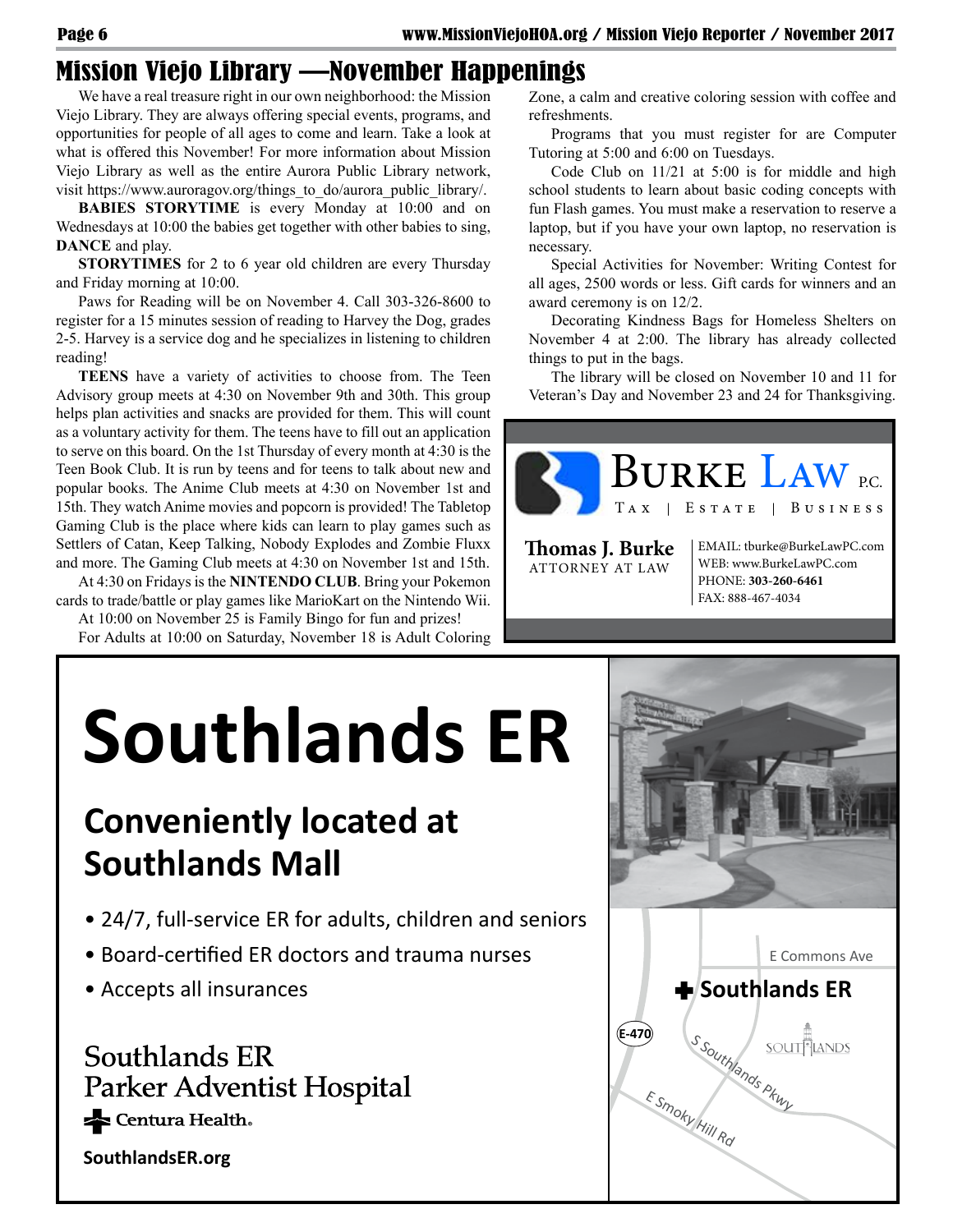# Mission Viejo Library —November Happenings

We have a real treasure right in our own neighborhood: the Mission Viejo Library. They are always offering special events, programs, and opportunities for people of all ages to come and learn. Take a look at what is offered this November! For more information about Mission Viejo Library as well as the entire Aurora Public Library network, visit https://www.auroragov.org/things_to_do/aurora_public_library/.

**BABIES STORYTIME** is every Monday at 10:00 and on Wednesdays at 10:00 the babies get together with other babies to sing, **DANCE** and play.

**STORYTIMES** for 2 to 6 year old children are every Thursday and Friday morning at 10:00.

Paws for Reading will be on November 4. Call 303-326-8600 to register for a 15 minutes session of reading to Harvey the Dog, grades 2-5. Harvey is a service dog and he specializes in listening to children reading!

**TEENS** have a variety of activities to choose from. The Teen Advisory group meets at 4:30 on November 9th and 30th. This group helps plan activities and snacks are provided for them. This will count as a voluntary activity for them. The teens have to fill out an application to serve on this board. On the 1st Thursday of every month at 4:30 is the Teen Book Club. It is run by teens and for teens to talk about new and popular books. The Anime Club meets at 4:30 on November 1st and 15th. They watch Anime movies and popcorn is provided! The Tabletop Gaming Club is the place where kids can learn to play games such as Settlers of Catan, Keep Talking, Nobody Explodes and Zombie Fluxx and more. The Gaming Club meets at 4:30 on November 1st and 15th.

At 4:30 on Fridays is the **NINTENDO CLUB**. Bring your Pokemon cards to trade/battle or play games like MarioKart on the Nintendo Wii.

At 10:00 on November 25 is Family Bingo for fun and prizes!

For Adults at 10:00 on Saturday, November 18 is Adult Coloring Zone, a calm and creative coloring session with coffee and refreshments.

Programs that you must register for are Computer Tutoring at 5:00 and 6:00 on Tuesdays.

Code Club on 11/21 at 5:00 is for middle and high school students to learn about basic coding concepts with fun Flash games. You must make a reservation to reserve a laptop, but if you have your own laptop, no reservation is necessary.

Special Activities for November: Writing Contest for all ages, 2500 words or less. Gift cards for winners and an award ceremony is on 12/2.

Decorating Kindness Bags for Homeless Shelters on November 4 at 2:00. The library has already collected things to put in the bags.

The library will be closed on November 10 and 11 for Veteran's Day and November 23 and 24 for Thanksgiving.

---

**Burke Law P.C.**
Tax | Estate | Business

**Thomas J. Burke**
Attorney at Law

EMAIL: tburke@BurkeLawPC.com
WEB: www.BurkeLawPC.com
PHONE: **303-260-6461**
FAX: 888-467-4034

---

# Southlands ER

## Conveniently located at Southlands Mall

- 24/7, full-service ER for adults, children and seniors
- Board-certified ER doctors and trauma nurses
- Accepts all insurances

Southlands ER
Parker Adventist Hospital
Centura Health.

**SouthlandsER.org**

E Commons Ave
**Southlands ER**
E-470
S Southlands Pkwy
E Smoky Hill Rd
SOUTHLANDS